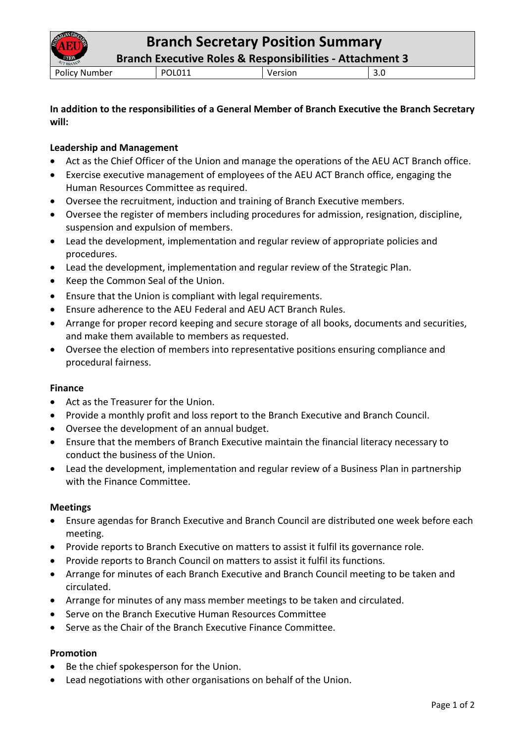# Branch Secretary Position Summary

## Branch Executive Roles & Responsibilities - Attachment 3

| Policy Number | POL011 | Version | 3.0 |
| --- | --- | --- | --- |

**In addition to the responsibilities of a General Member of Branch Executive the Branch Secretary will:**

**Leadership and Management**

- Act as the Chief Officer of the Union and manage the operations of the AEU ACT Branch office.
- Exercise executive management of employees of the AEU ACT Branch office, engaging the Human Resources Committee as required.
- Oversee the recruitment, induction and training of Branch Executive members.
- Oversee the register of members including procedures for admission, resignation, discipline, suspension and expulsion of members.
- Lead the development, implementation and regular review of appropriate policies and procedures.
- Lead the development, implementation and regular review of the Strategic Plan.
- Keep the Common Seal of the Union.
- Ensure that the Union is compliant with legal requirements.
- Ensure adherence to the AEU Federal and AEU ACT Branch Rules.
- Arrange for proper record keeping and secure storage of all books, documents and securities, and make them available to members as requested.
- Oversee the election of members into representative positions ensuring compliance and procedural fairness.

**Finance**

- Act as the Treasurer for the Union.
- Provide a monthly profit and loss report to the Branch Executive and Branch Council.
- Oversee the development of an annual budget.
- Ensure that the members of Branch Executive maintain the financial literacy necessary to conduct the business of the Union.
- Lead the development, implementation and regular review of a Business Plan in partnership with the Finance Committee.

**Meetings**

- Ensure agendas for Branch Executive and Branch Council are distributed one week before each meeting.
- Provide reports to Branch Executive on matters to assist it fulfil its governance role.
- Provide reports to Branch Council on matters to assist it fulfil its functions.
- Arrange for minutes of each Branch Executive and Branch Council meeting to be taken and circulated.
- Arrange for minutes of any mass member meetings to be taken and circulated.
- Serve on the Branch Executive Human Resources Committee
- Serve as the Chair of the Branch Executive Finance Committee.

**Promotion**

- Be the chief spokesperson for the Union.
- Lead negotiations with other organisations on behalf of the Union.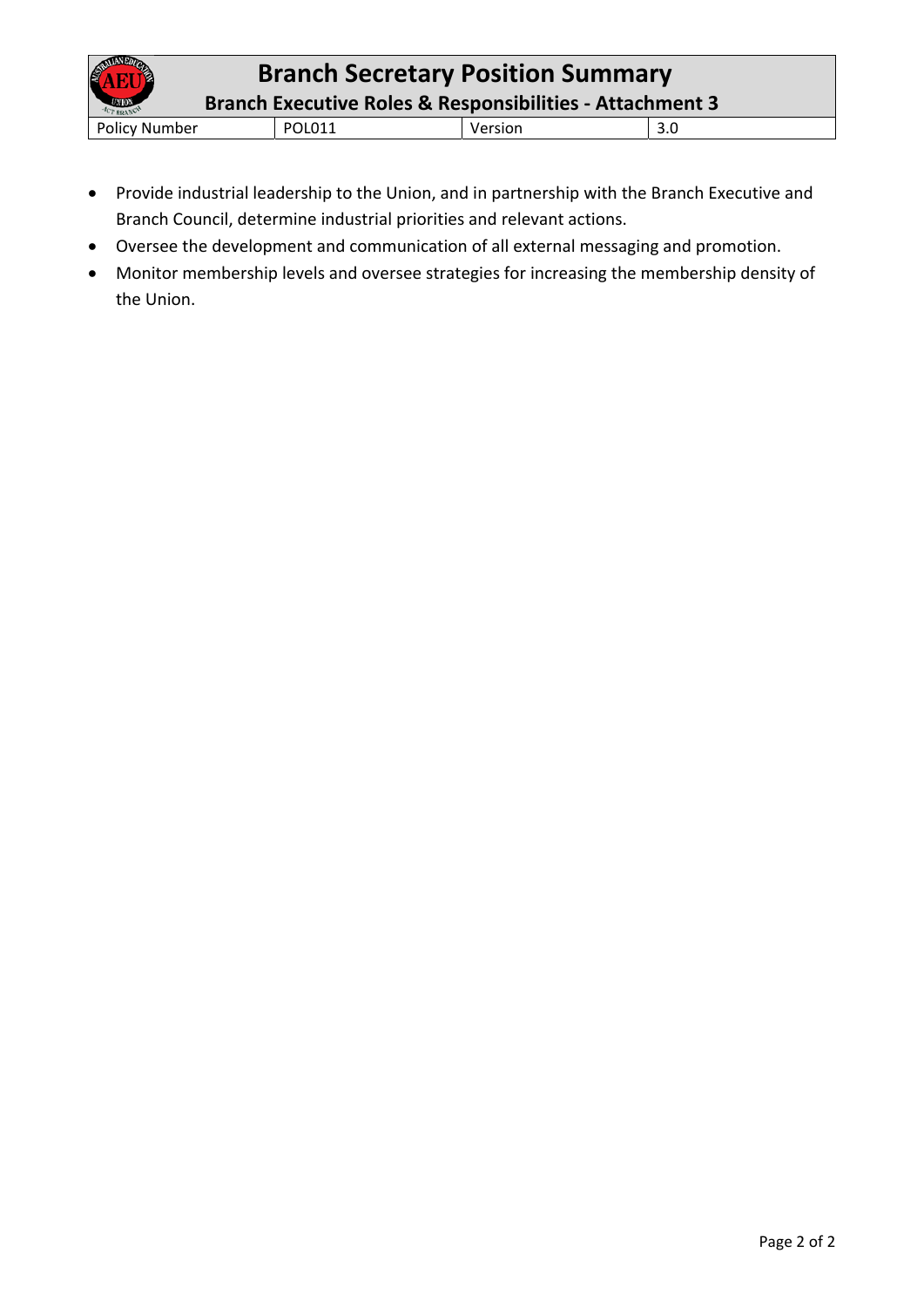- Provide industrial leadership to the Union, and in partnership with the Branch Executive and Branch Council, determine industrial priorities and relevant actions.
- Oversee the development and communication of all external messaging and promotion.
- Monitor membership levels and oversee strategies for increasing the membership density of the Union.